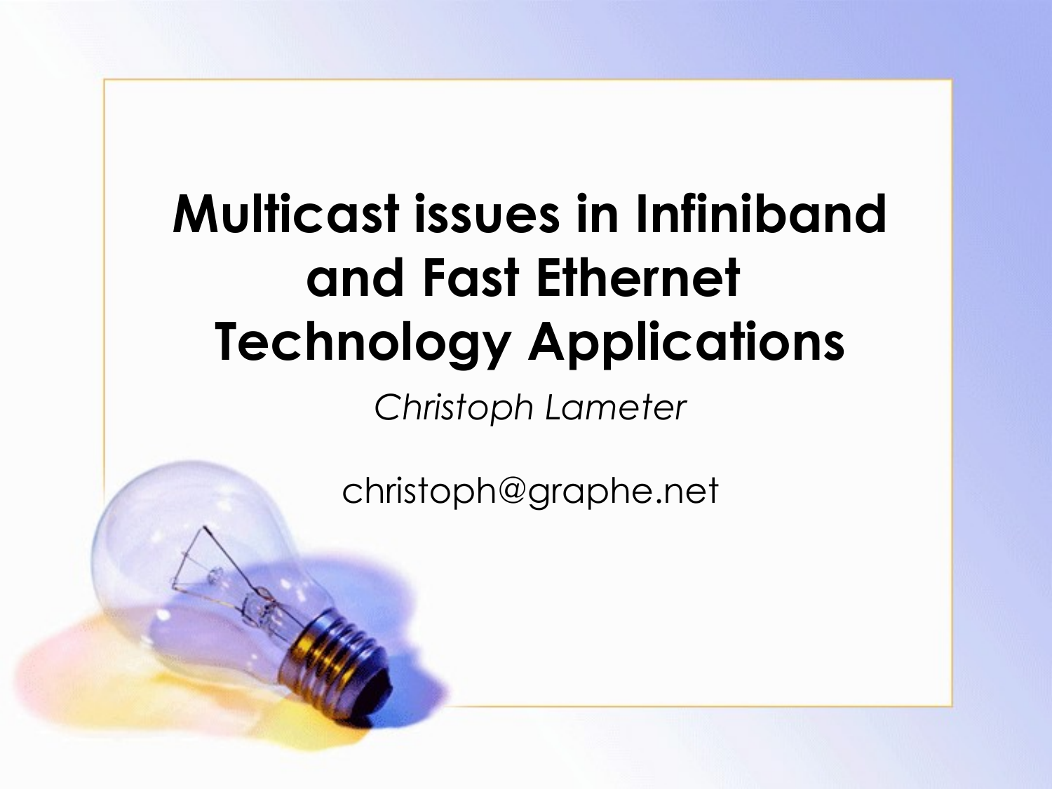# Multicast issues in Infiniband and Fast Ethernet Technology Applications

*Christoph Lameter*

christoph@graphe.net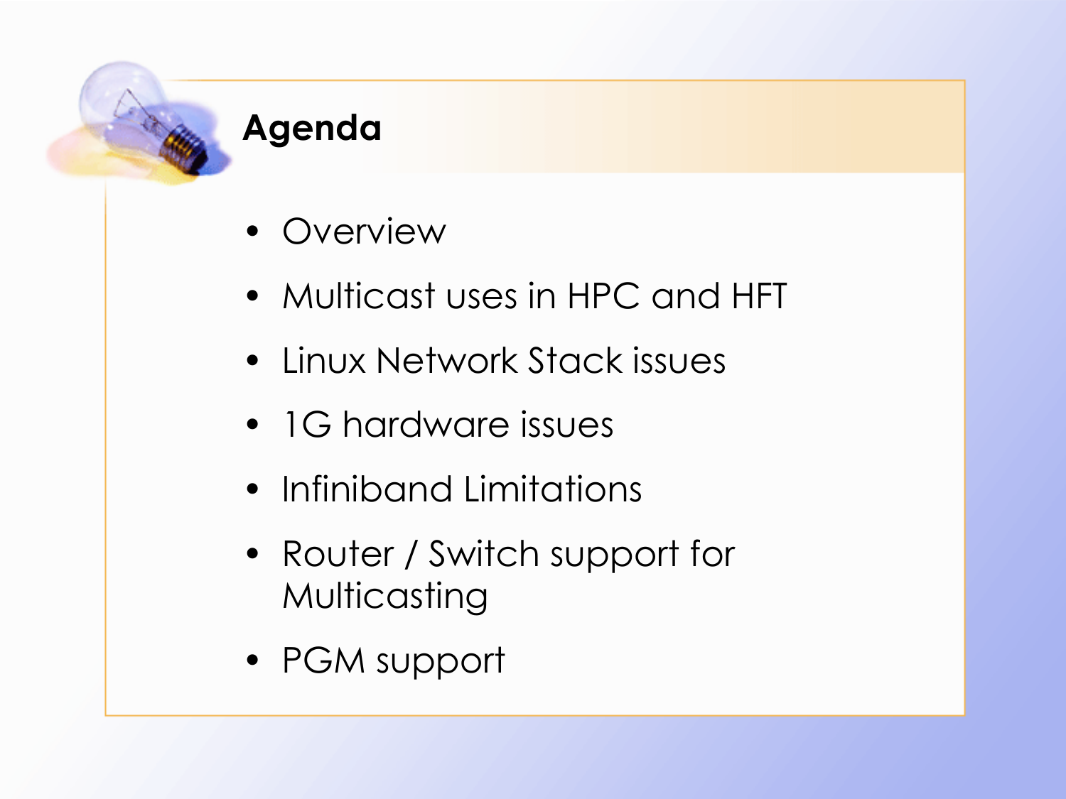# Agenda

- Overview
- Multicast uses in HPC and HFT
- Linux Network Stack issues
- 1G hardware issues
- Infiniband Limitations
- Router / Switch support for Multicasting
- PGM support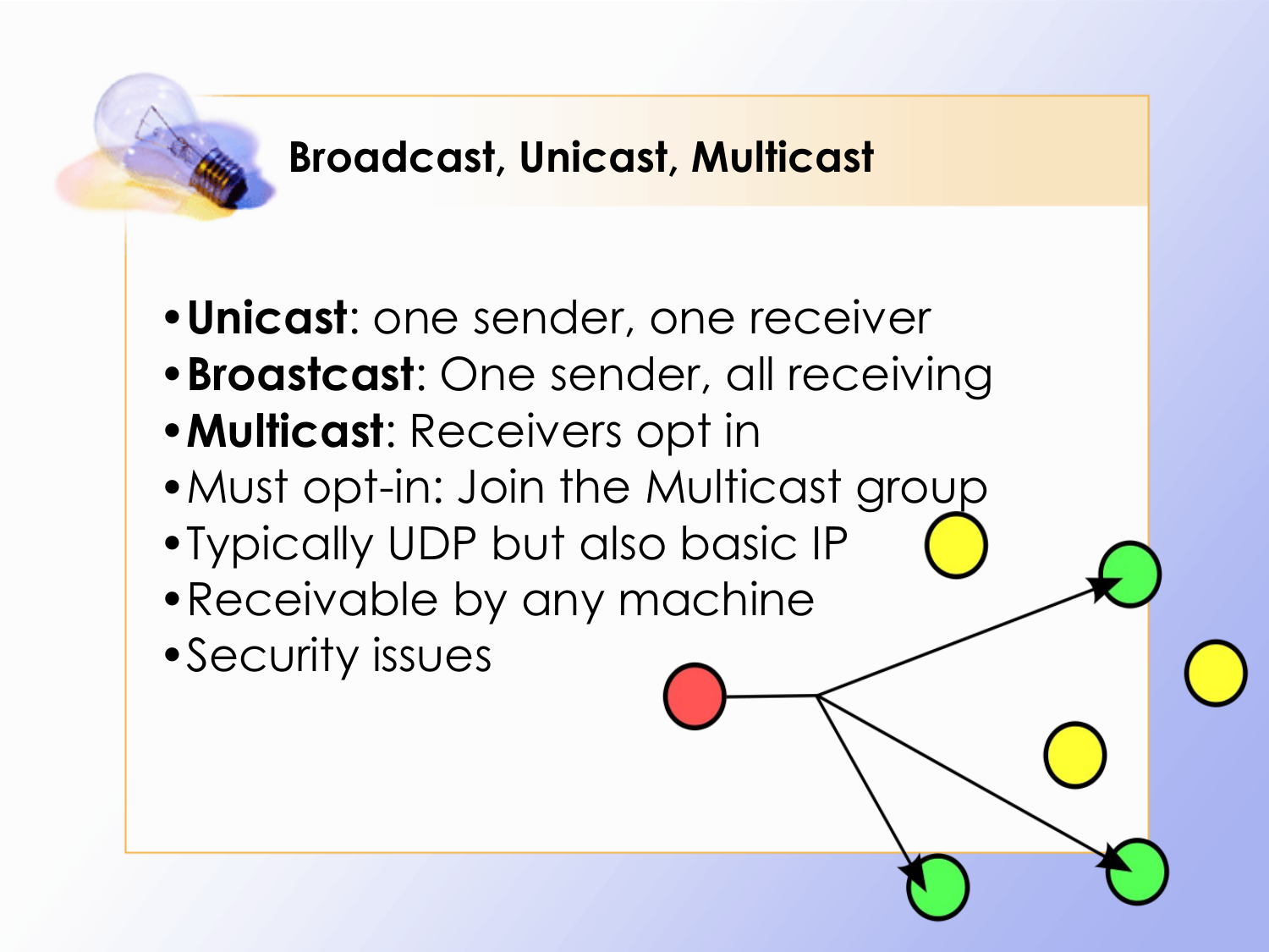## Broadcast, Unicast, Multicast

- **Unicast**: one sender, one receiver
- **Broastcast**: One sender, all receiving
- **Multicast**: Receivers opt in
- Must opt-in: Join the Multicast group
- Typically UDP but also basic IP
- Receivable by any machine
- Security issues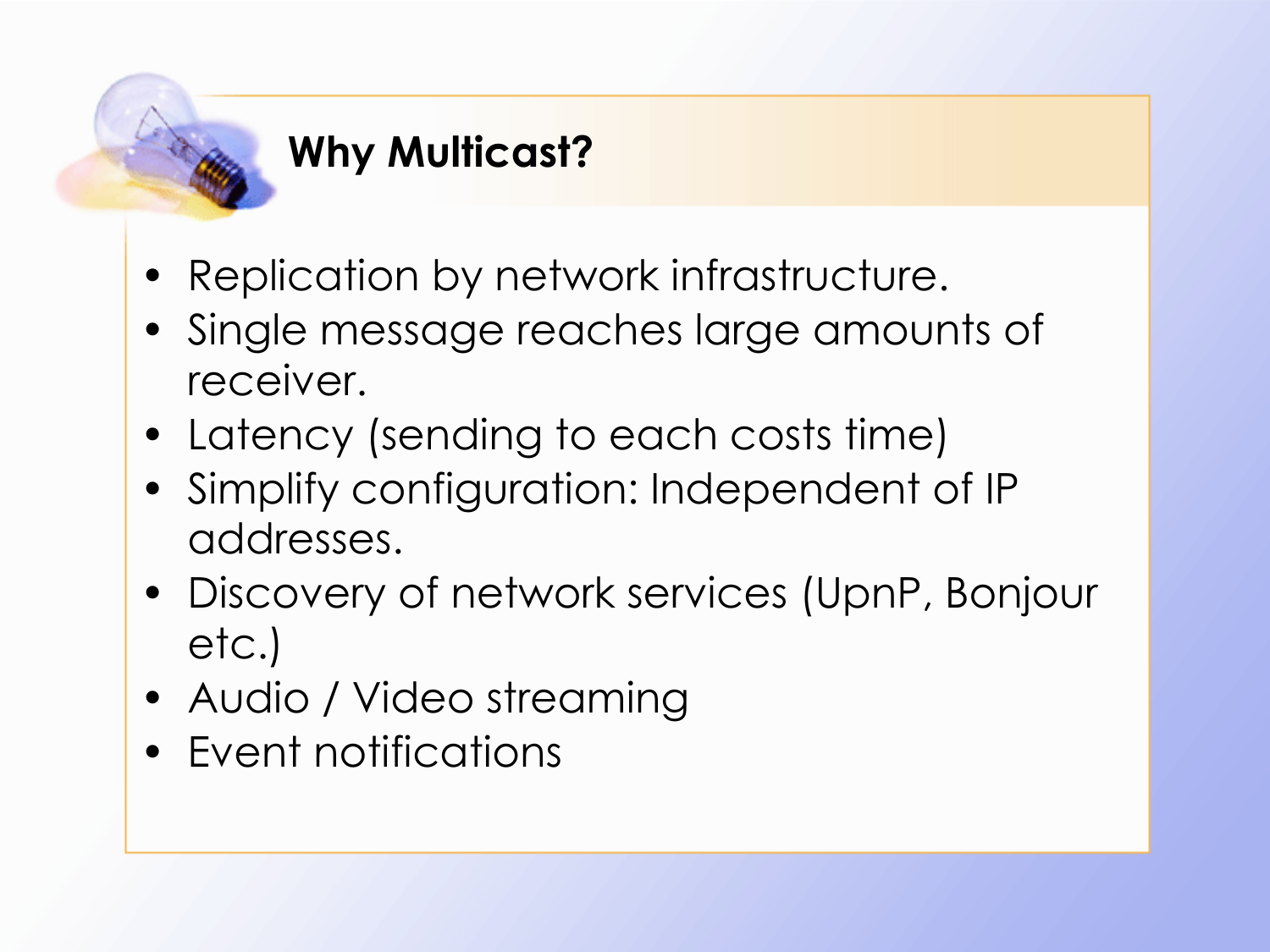# Why Multicast?

- Replication by network infrastructure.
- Single message reaches large amounts of receiver.
- Latency (sending to each costs time)
- Simplify configuration: Independent of IP addresses.
- Discovery of network services (UpnP, Bonjour etc.)
- Audio / Video streaming
- Event notifications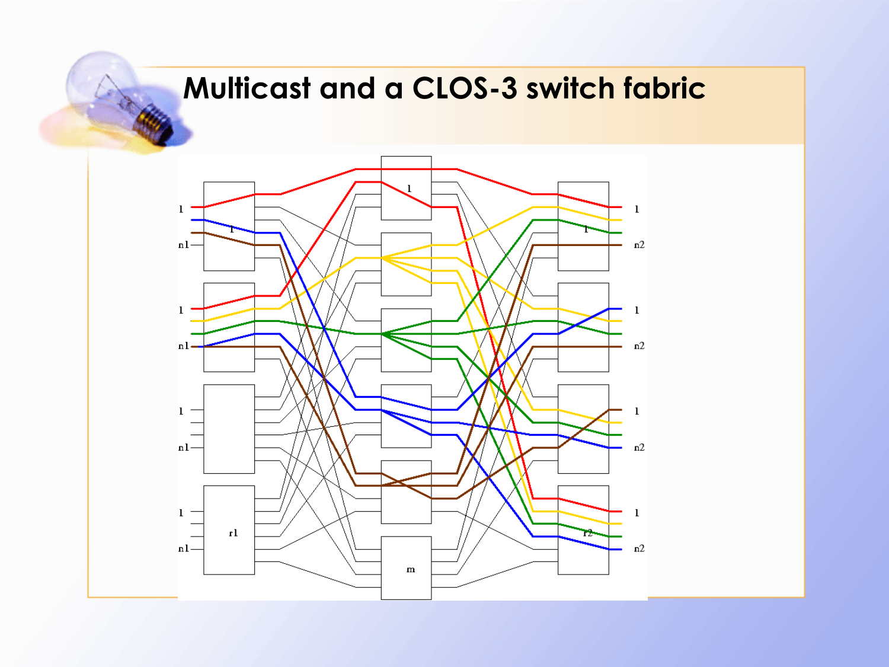# Multicast and a CLOS-3 switch fabric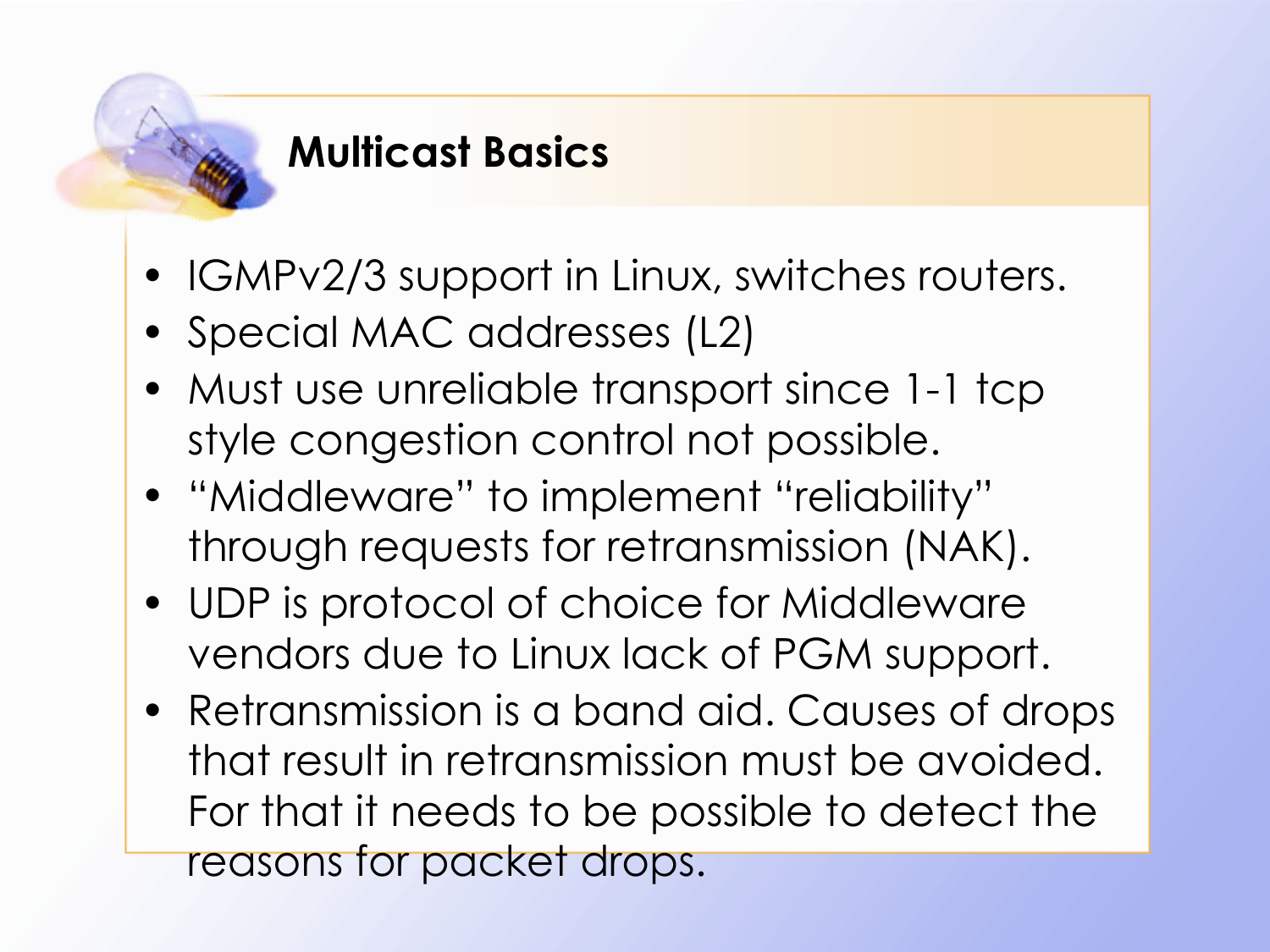# Multicast Basics

- IGMPv2/3 support in Linux, switches routers.
- Special MAC addresses (L2)
- Must use unreliable transport since 1-1 tcp style congestion control not possible.
- “Middleware” to implement “reliability” through requests for retransmission (NAK).
- UDP is protocol of choice for Middleware vendors due to Linux lack of PGM support.
- Retransmission is a band aid. Causes of drops that result in retransmission must be avoided. For that it needs to be possible to detect the reasons for packet drops.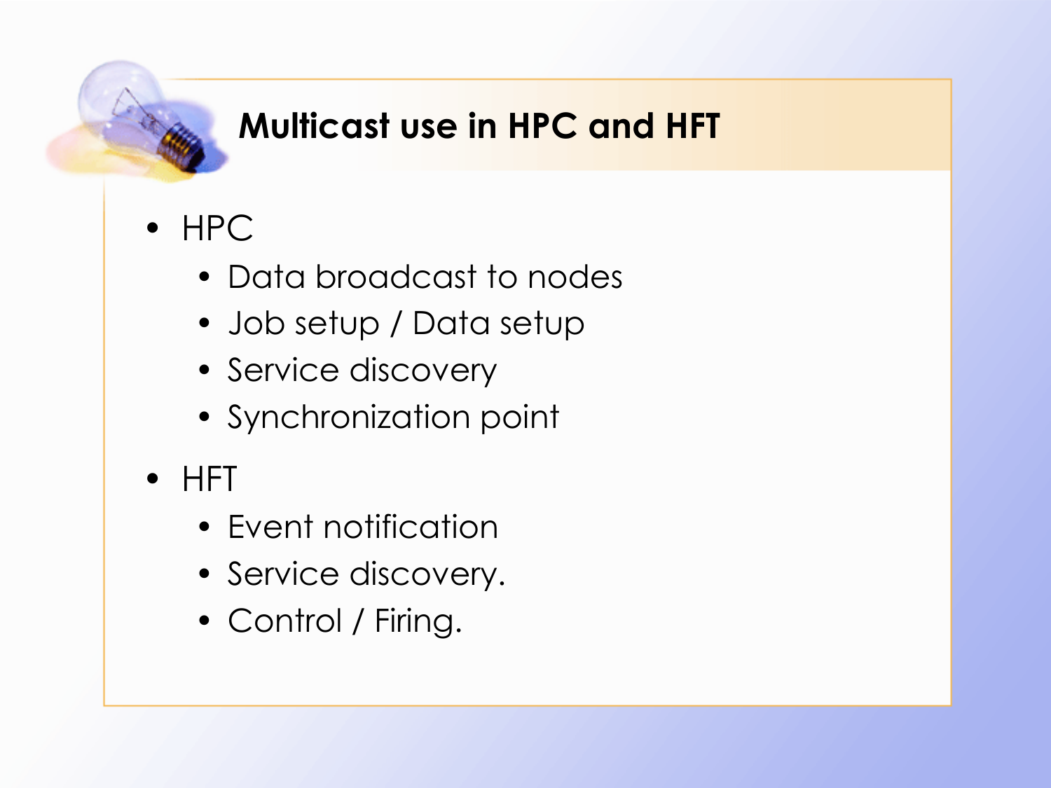# Multicast use in HPC and HFT

- HPC
  - Data broadcast to nodes
  - Job setup / Data setup
  - Service discovery
  - Synchronization point
- HFT
  - Event notification
  - Service discovery.
  - Control / Firing.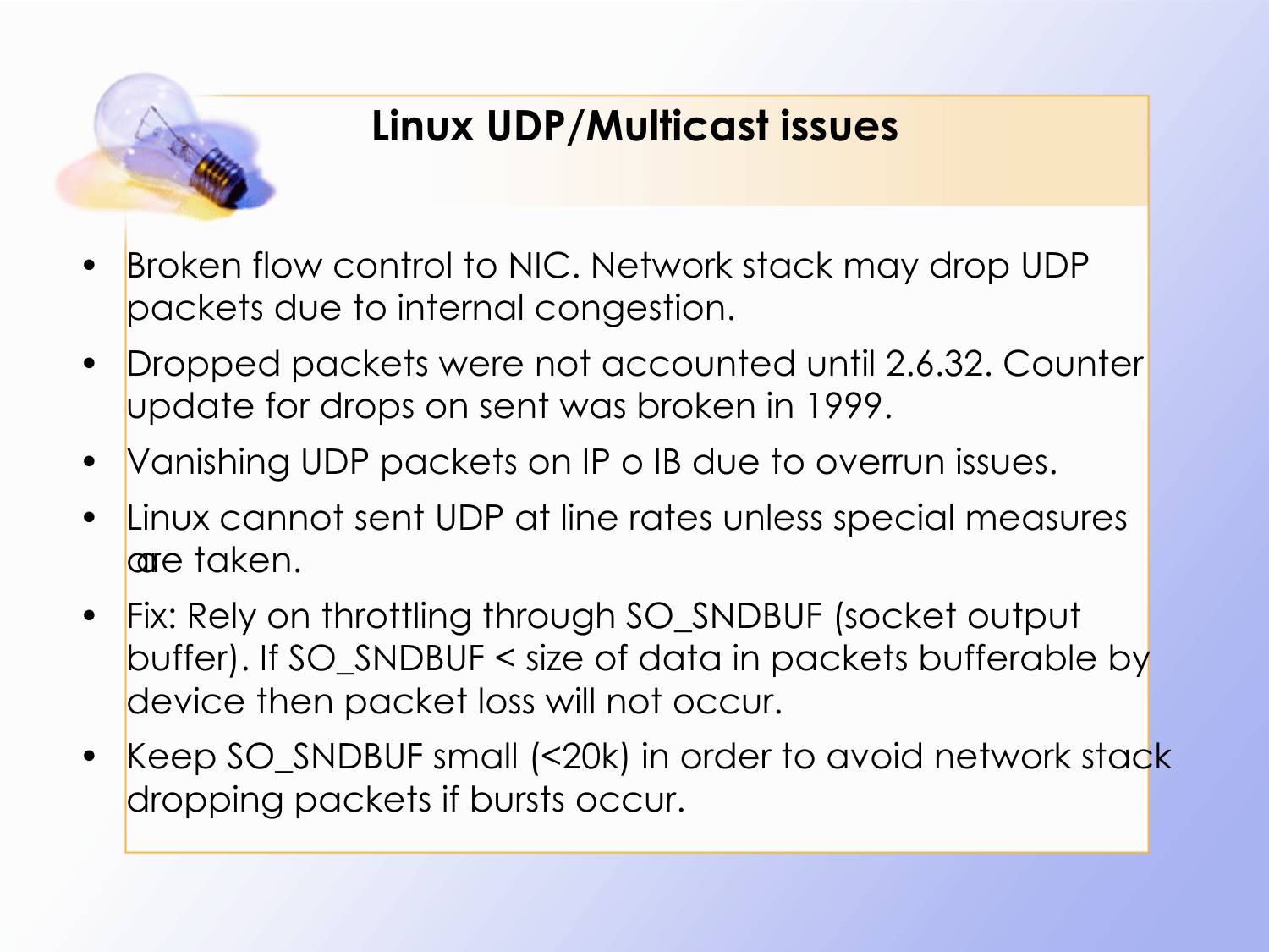# Linux UDP/Multicast issues

- Broken flow control to NIC. Network stack may drop UDP packets due to internal congestion.
- Dropped packets were not accounted until 2.6.32. Counter update for drops on sent was broken in 1999.
- Vanishing UDP packets on IP o IB due to overrun issues.
- Linux cannot sent UDP at line rates unless special measures are taken.
- Fix: Rely on throttling through SO_SNDBUF (socket output buffer). If SO_SNDBUF < size of data in packets bufferable by device then packet loss will not occur.
- Keep SO_SNDBUF small (<20k) in order to avoid network stack dropping packets if bursts occur.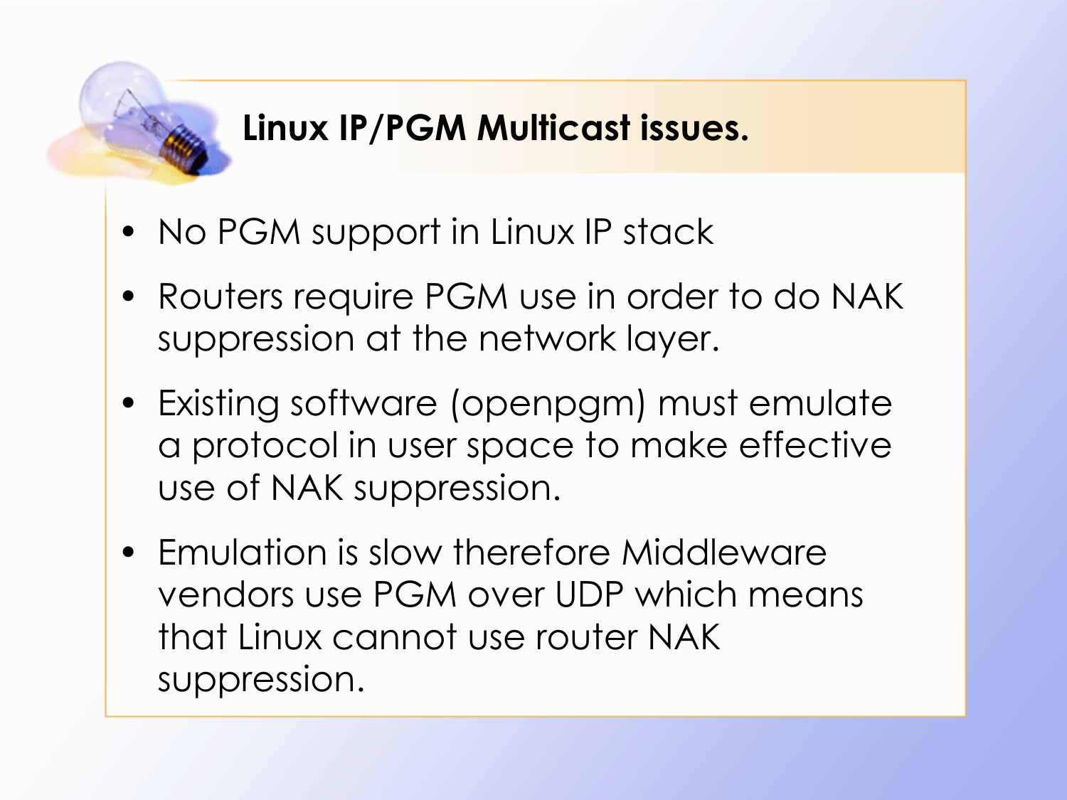# Linux IP/PGM Multicast issues.

- No PGM support in Linux IP stack
- Routers require PGM use in order to do NAK suppression at the network layer.
- Existing software (openpgm) must emulate a protocol in user space to make effective use of NAK suppression.
- Emulation is slow therefore Middleware vendors use PGM over UDP which means that Linux cannot use router NAK suppression.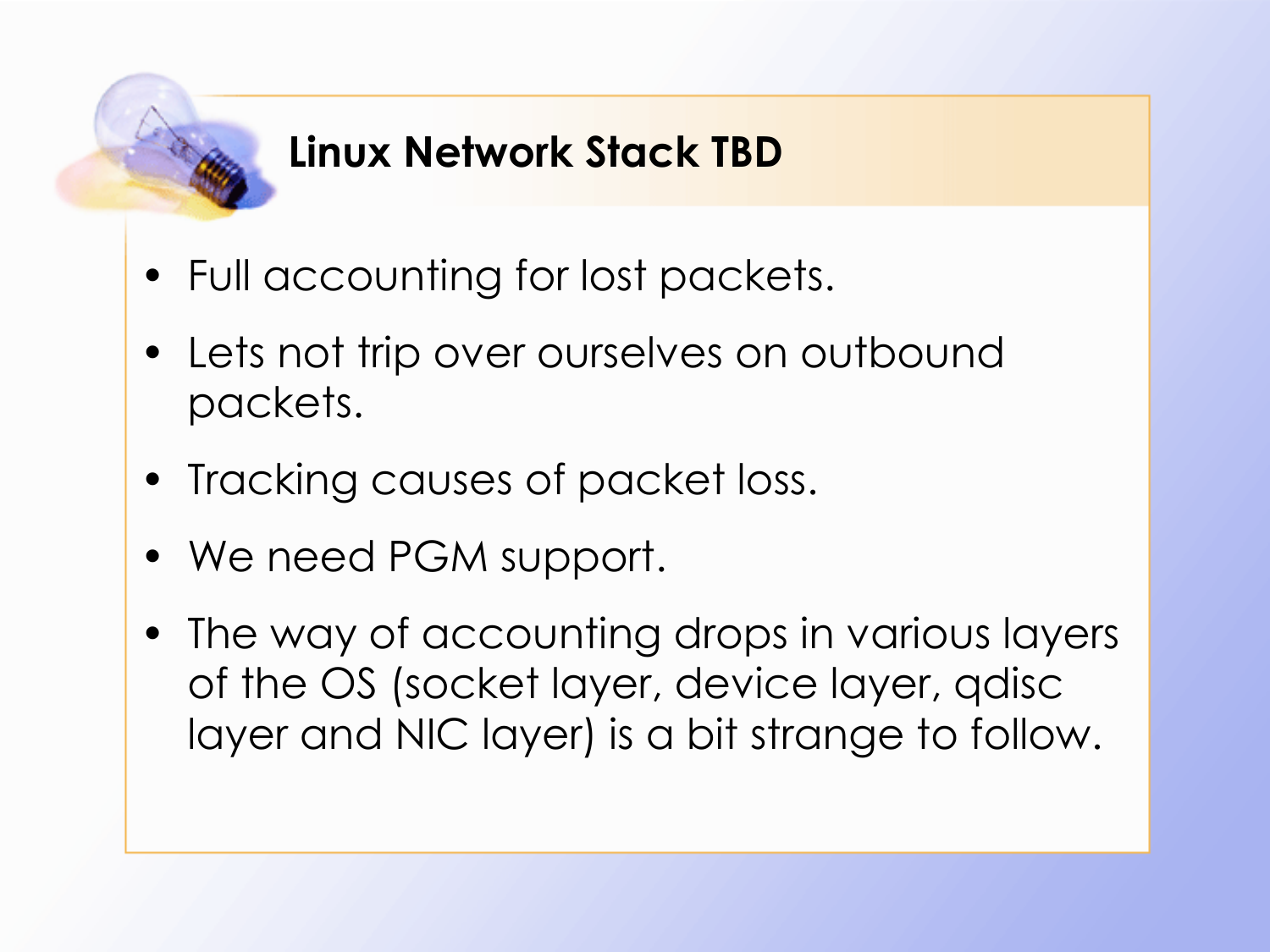# Linux Network Stack TBD

- Full accounting for lost packets.
- Lets not trip over ourselves on outbound packets.
- Tracking causes of packet loss.
- We need PGM support.
- The way of accounting drops in various layers of the OS (socket layer, device layer, qdisc layer and NIC layer) is a bit strange to follow.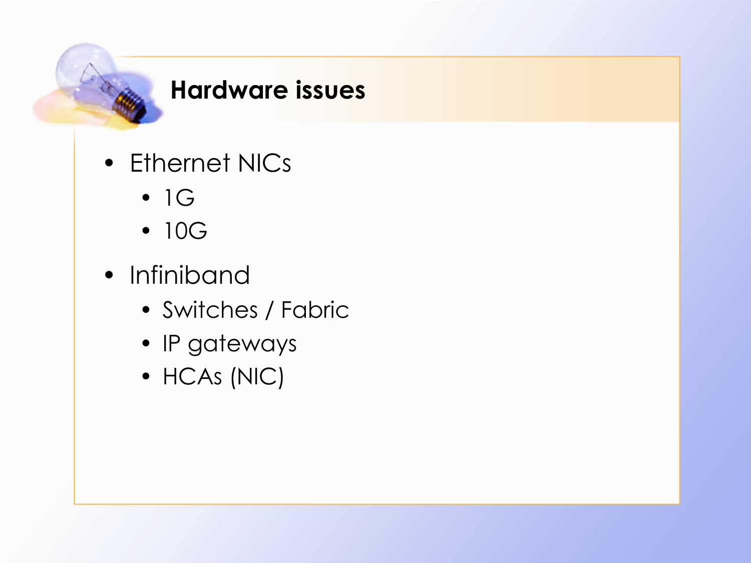## Hardware issues

- Ethernet NICs
  - 1G
  - 10G
- Infiniband
  - Switches / Fabric
  - IP gateways
  - HCAs (NIC)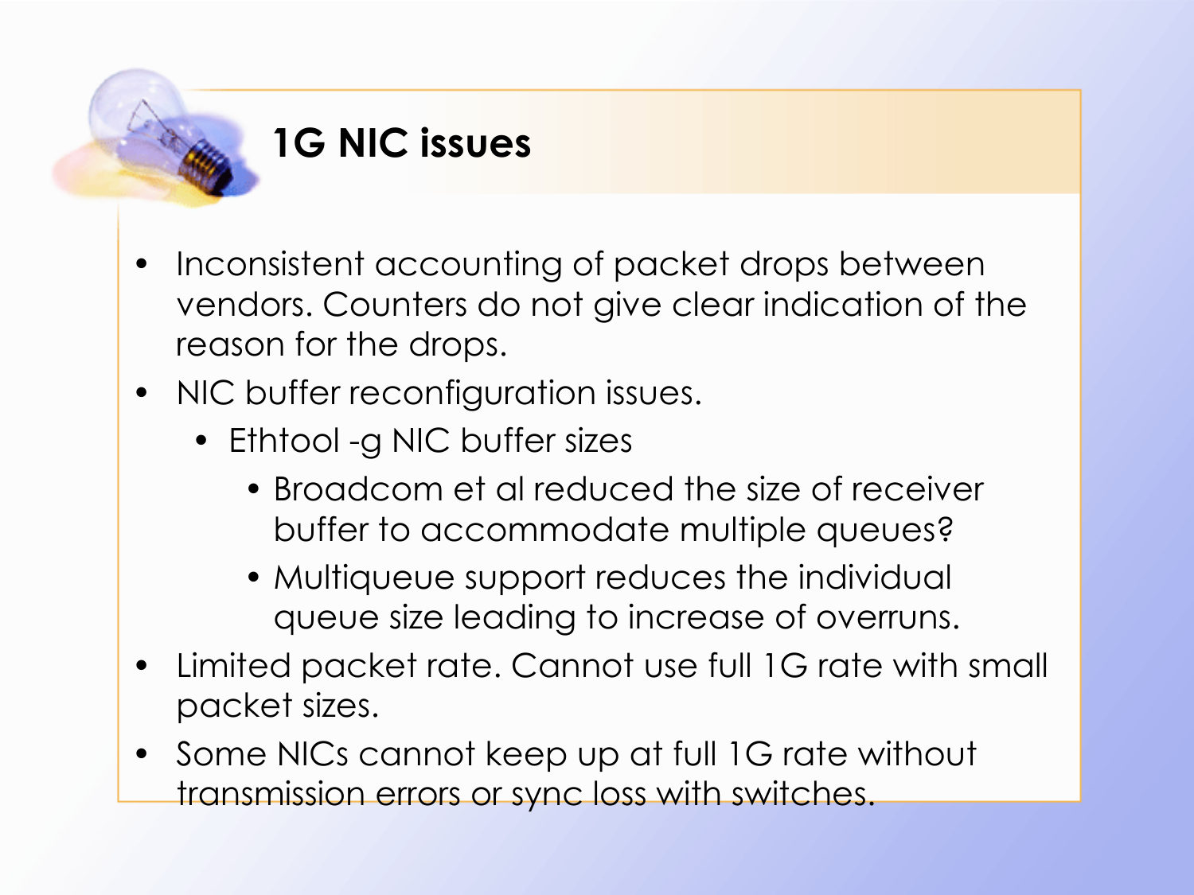# 1G NIC issues

- Inconsistent accounting of packet drops between vendors. Counters do not give clear indication of the reason for the drops.
- NIC buffer reconfiguration issues.
  - Ethtool -g NIC buffer sizes
    - Broadcom et al reduced the size of receiver buffer to accommodate multiple queues?
    - Multiqueue support reduces the individual queue size leading to increase of overruns.
- Limited packet rate. Cannot use full 1G rate with small packet sizes.
- Some NICs cannot keep up at full 1G rate without transmission errors or sync loss with switches.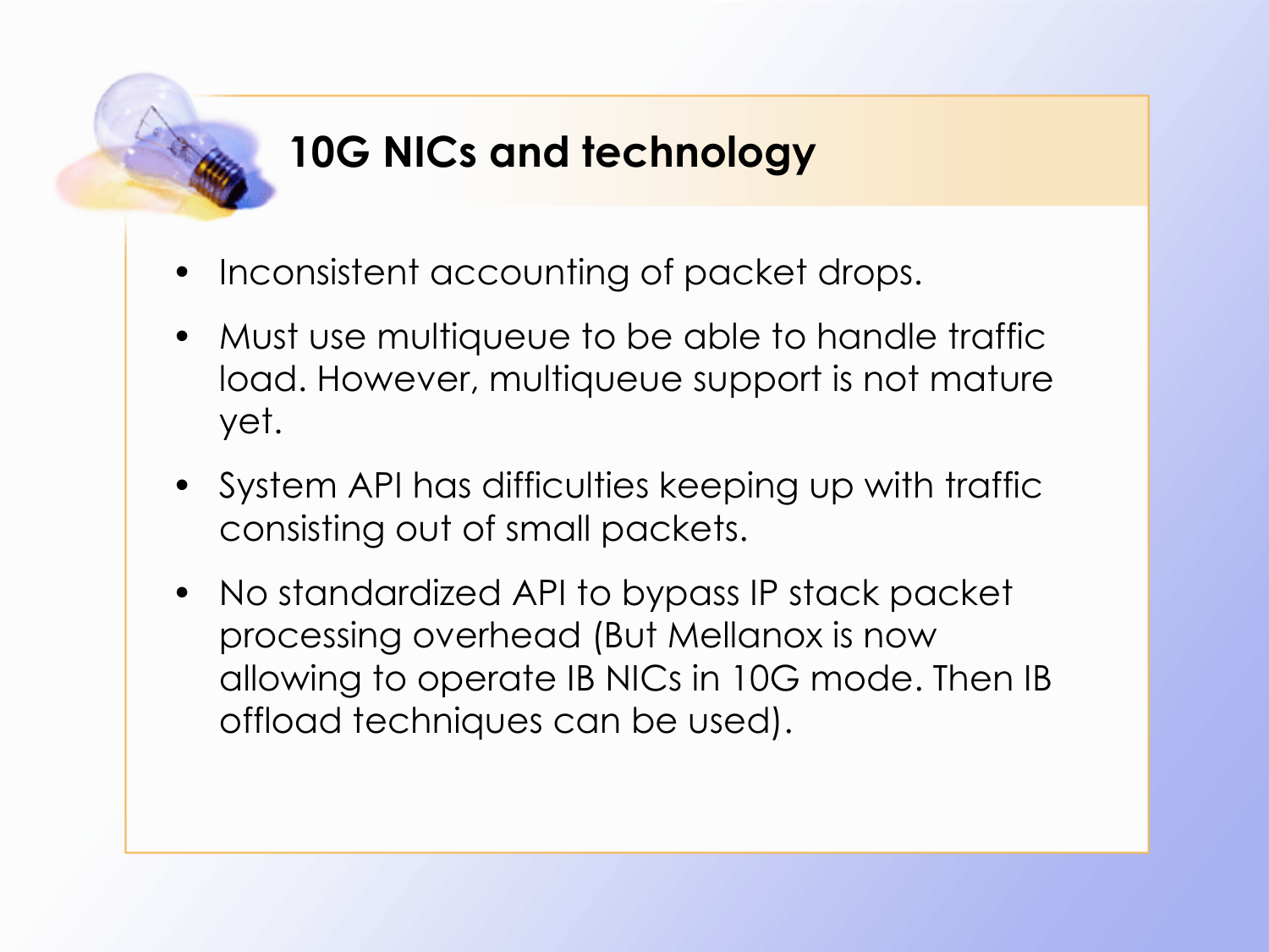# 10G NICs and technology

- Inconsistent accounting of packet drops.
- Must use multiqueue to be able to handle traffic load. However, multiqueue support is not mature yet.
- System API has difficulties keeping up with traffic consisting out of small packets.
- No standardized API to bypass IP stack packet processing overhead (But Mellanox is now allowing to operate IB NICs in 10G mode. Then IB offload techniques can be used).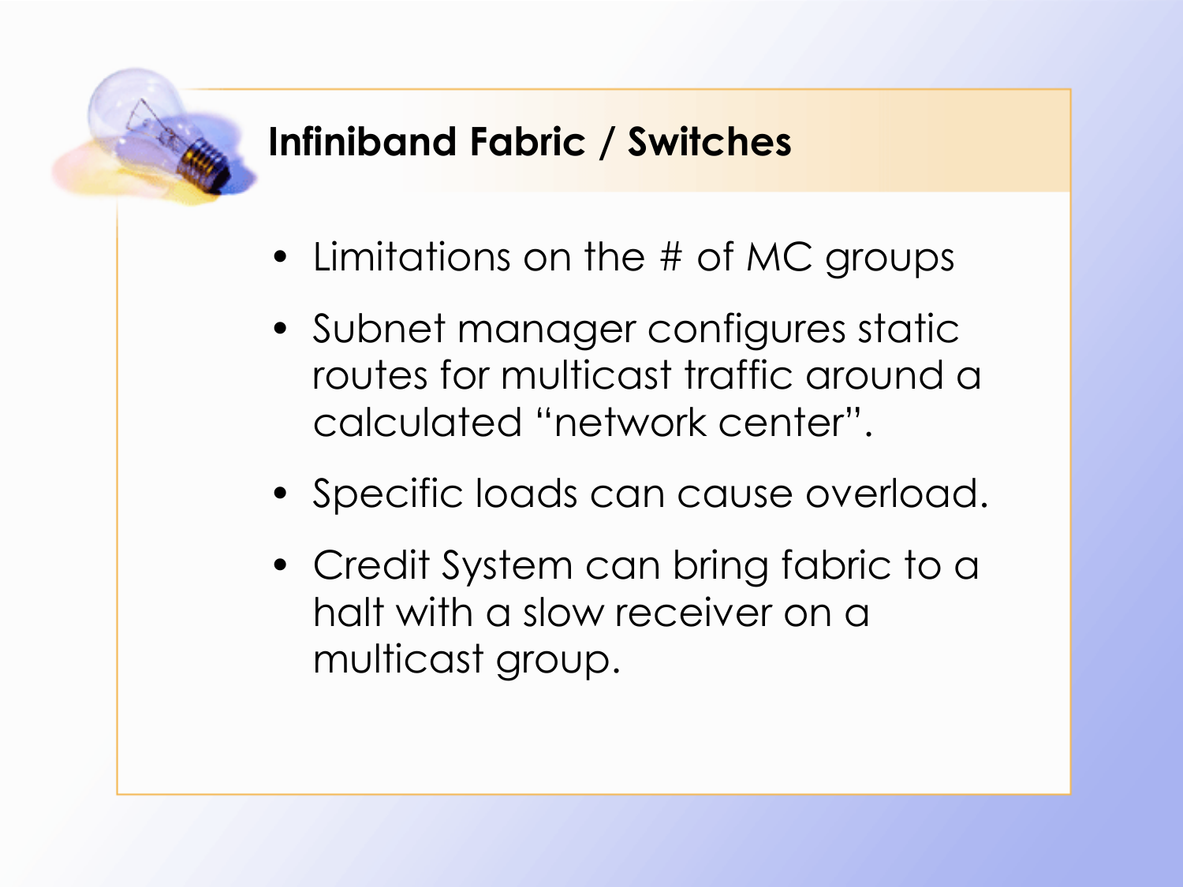## Infiniband Fabric / Switches

- Limitations on the # of MC groups
- Subnet manager configures static routes for multicast traffic around a calculated "network center".
- Specific loads can cause overload.
- Credit System can bring fabric to a halt with a slow receiver on a multicast group.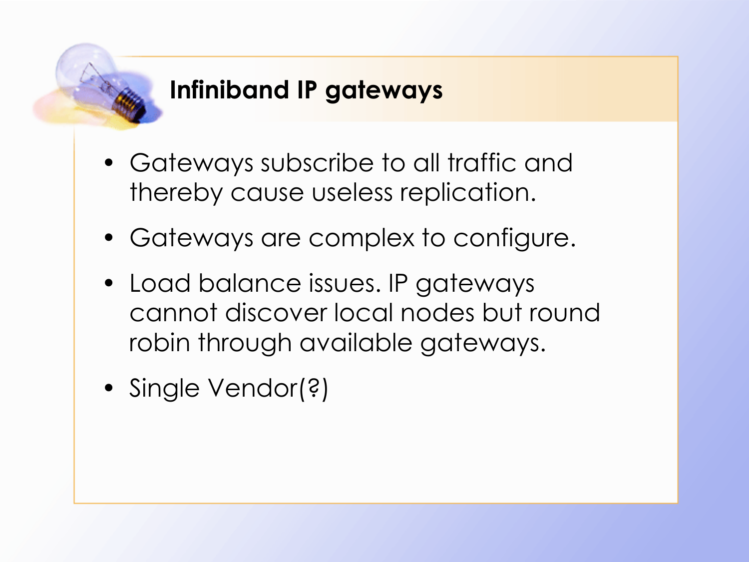# Infiniband IP gateways

- Gateways subscribe to all traffic and thereby cause useless replication.
- Gateways are complex to configure.
- Load balance issues. IP gateways cannot discover local nodes but round robin through available gateways.
- Single Vendor(?)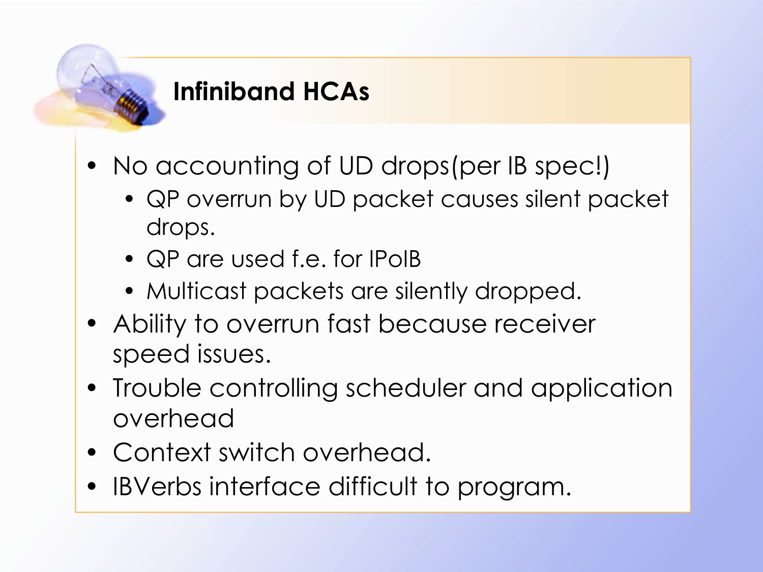## Infiniband HCAs

- No accounting of UD drops(per IB spec!)
  - QP overrun by UD packet causes silent packet drops.
  - QP are used f.e. for IPoIB
  - Multicast packets are silently dropped.
- Ability to overrun fast because receiver speed issues.
- Trouble controlling scheduler and application overhead
- Context switch overhead.
- IBVerbs interface difficult to program.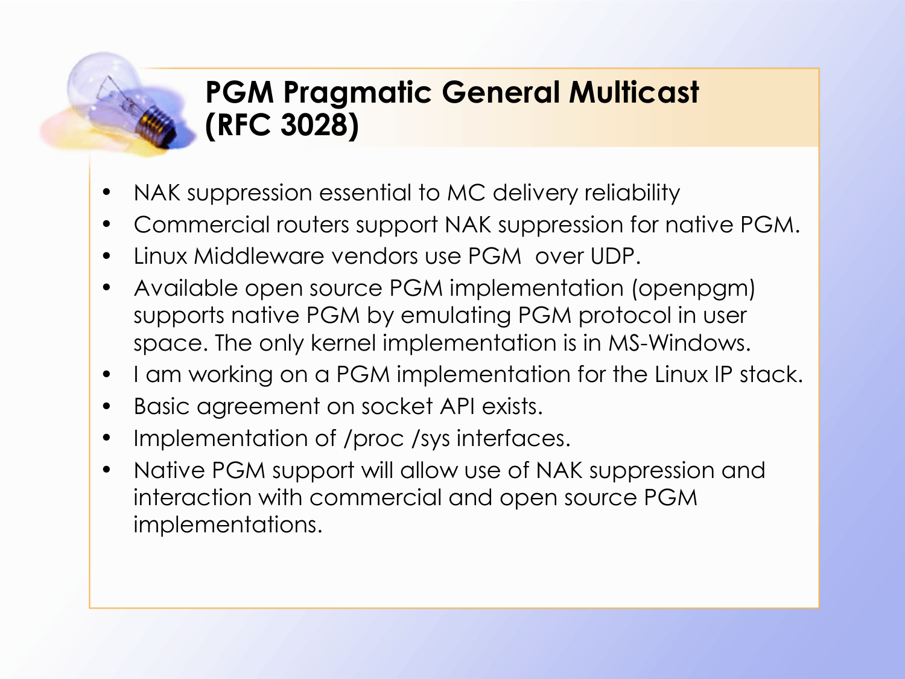# PGM Pragmatic General Multicast (RFC 3028)

- NAK suppression essential to MC delivery reliability
- Commercial routers support NAK suppression for native PGM.
- Linux Middleware vendors use PGM over UDP.
- Available open source PGM implementation (openpgm) supports native PGM by emulating PGM protocol in user space. The only kernel implementation is in MS-Windows.
- I am working on a PGM implementation for the Linux IP stack.
- Basic agreement on socket API exists.
- Implementation of /proc /sys interfaces.
- Native PGM support will allow use of NAK suppression and interaction with commercial and open source PGM implementations.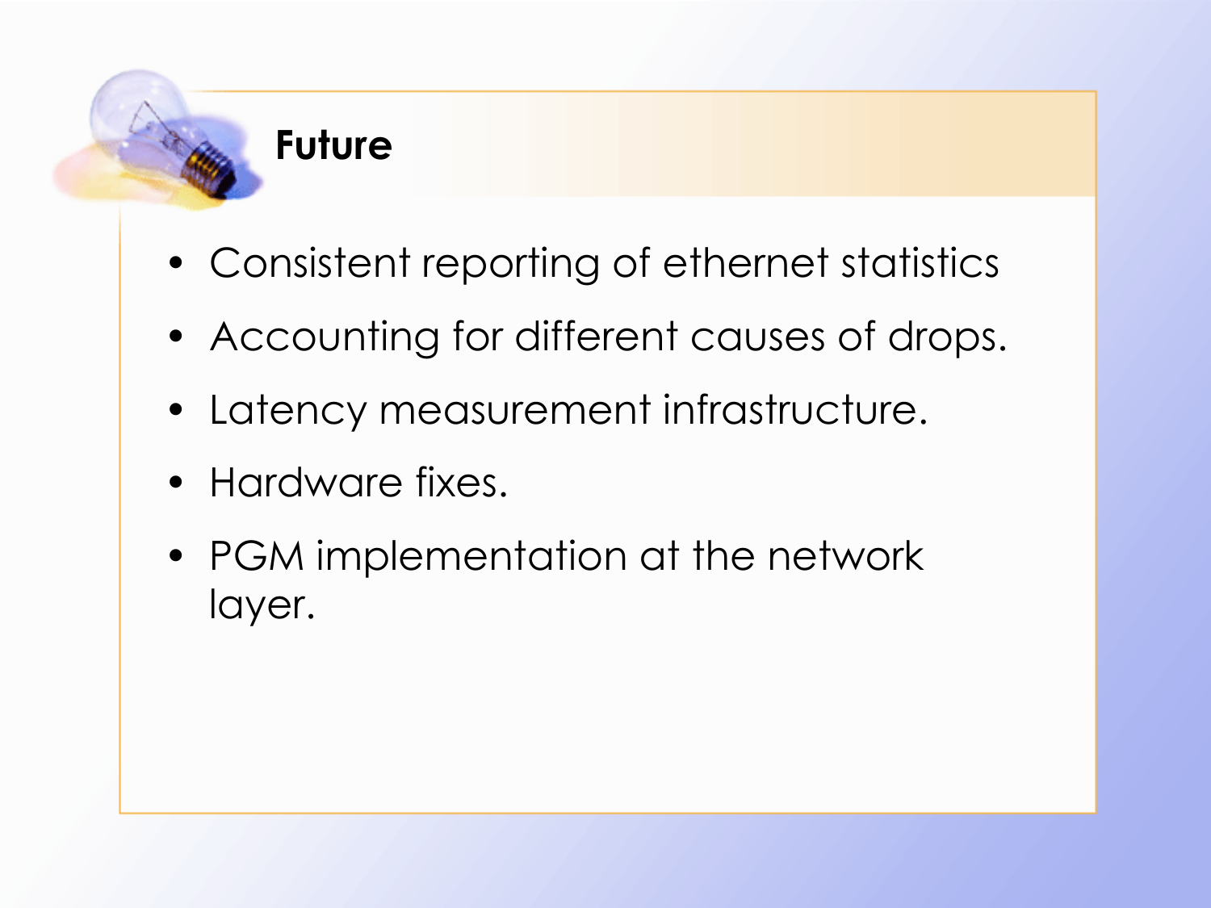# Future

- Consistent reporting of ethernet statistics
- Accounting for different causes of drops.
- Latency measurement infrastructure.
- Hardware fixes.
- PGM implementation at the network layer.